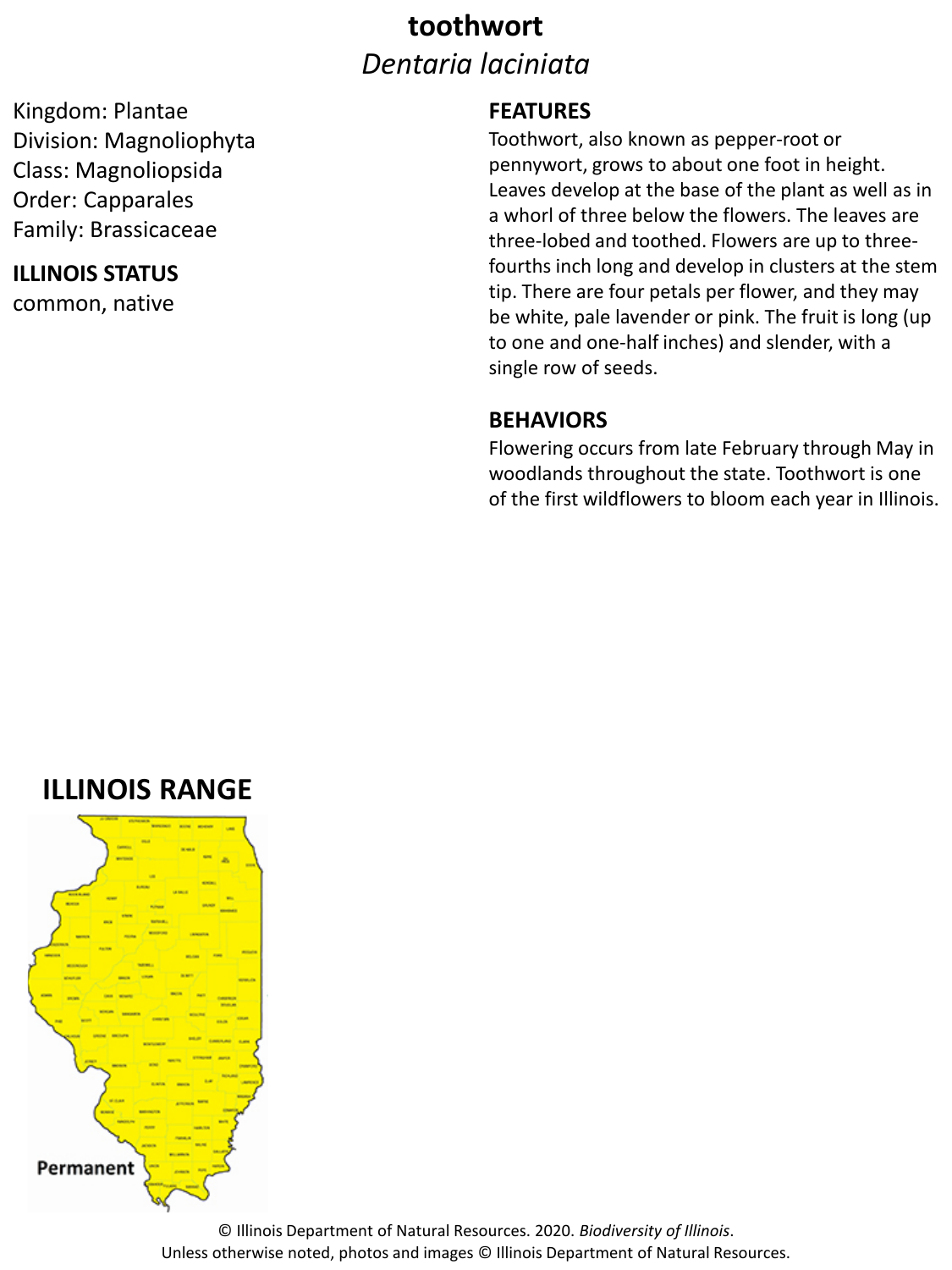# toothwort

*Dentaria laciniata*

Kingdom: Plantae
Division: Magnoliophyta
Class: Magnoliopsida
Order: Capparales
Family: Brassicaceae

## ILLINOIS STATUS

common, native

## FEATURES

Toothwort, also known as pepper-root or pennywort, grows to about one foot in height. Leaves develop at the base of the plant as well as in a whorl of three below the flowers. The leaves are three-lobed and toothed. Flowers are up to three-fourths inch long and develop in clusters at the stem tip. There are four petals per flower, and they may be white, pale lavender or pink. The fruit is long (up to one and one-half inches) and slender, with a single row of seeds.

## BEHAVIORS

Flowering occurs from late February through May in woodlands throughout the state. Toothwort is one of the first wildflowers to bloom each year in Illinois.

## ILLINOIS RANGE

Permanent

© Illinois Department of Natural Resources. 2020. *Biodiversity of Illinois*.
Unless otherwise noted, photos and images © Illinois Department of Natural Resources.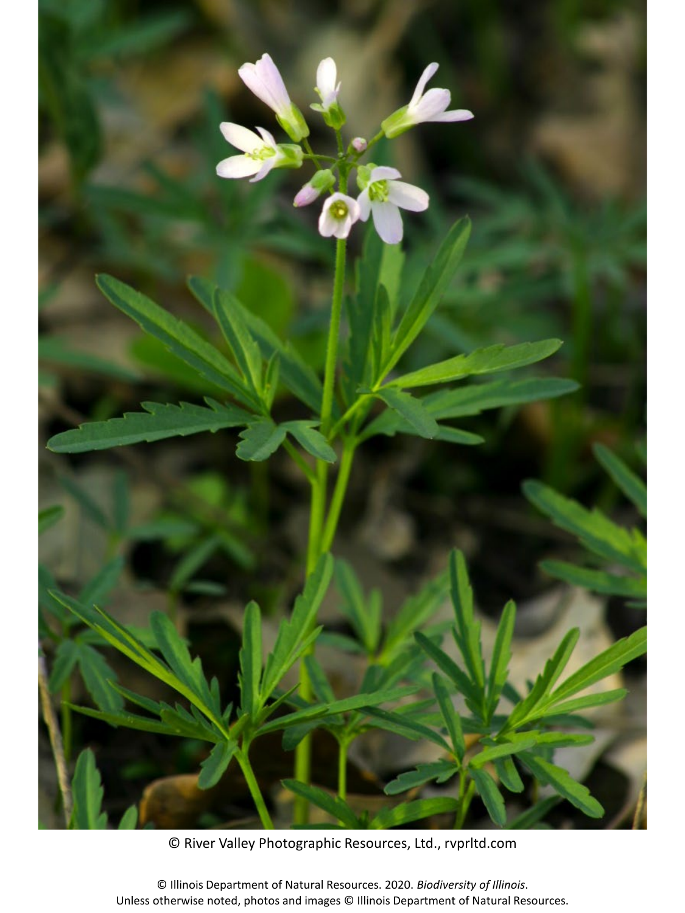© River Valley Photographic Resources, Ltd., rvprltd.com

© Illinois Department of Natural Resources. 2020. *Biodiversity of Illinois*.
Unless otherwise noted, photos and images © Illinois Department of Natural Resources.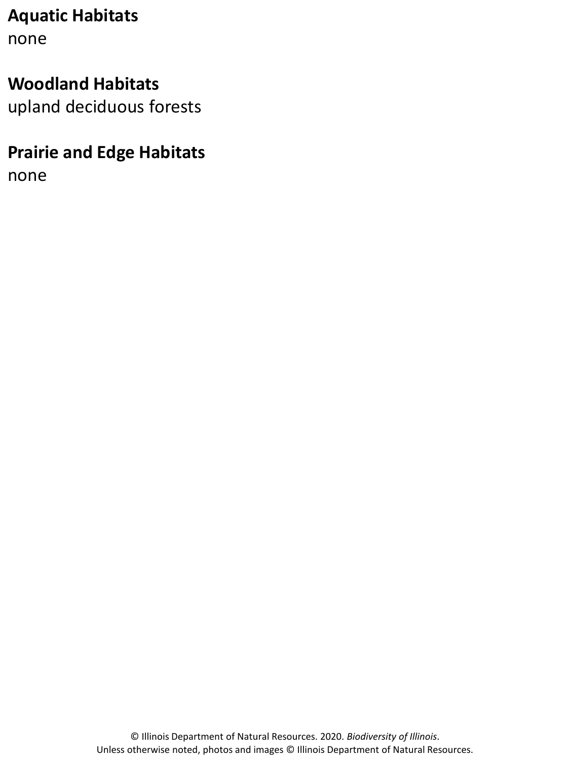**Aquatic Habitats**
none

**Woodland Habitats**
upland deciduous forests

**Prairie and Edge Habitats**
none